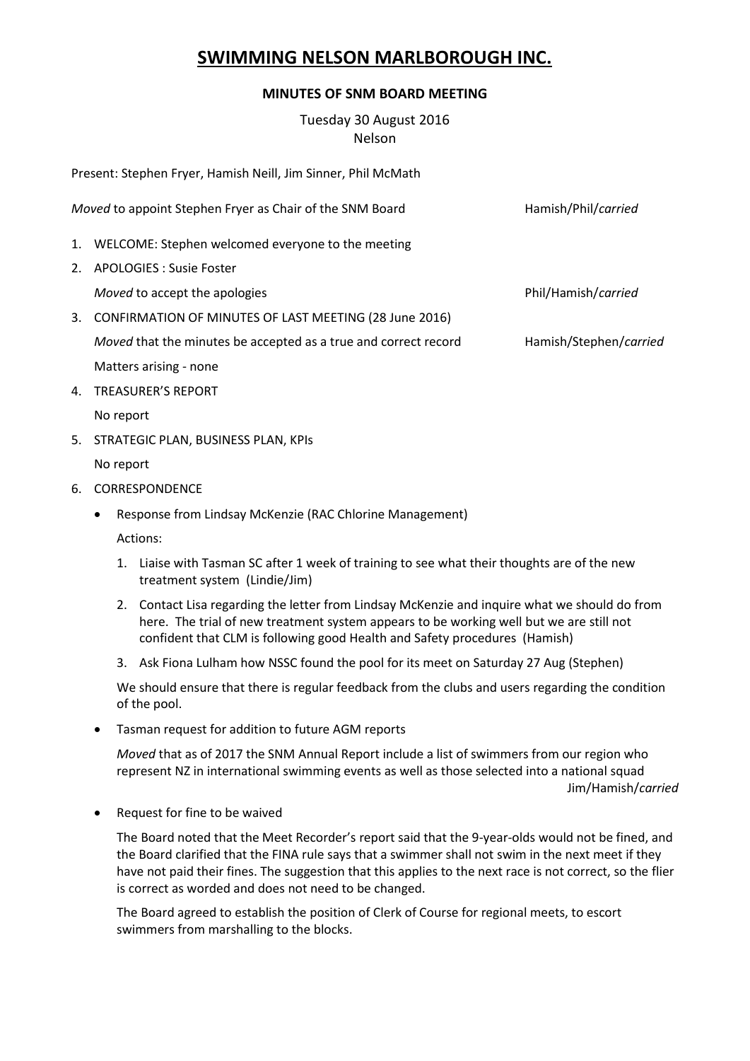# SWIMMING NELSON MARLBOROUGH INC.

## MINUTES OF SNM BOARD MEETING

Tuesday 30 August 2016
Nelson

Present: Stephen Fryer, Hamish Neill, Jim Sinner, Phil McMath

*Moved* to appoint Stephen Fryer as Chair of the SNM Board — Hamish/Phil/*carried*

1. WELCOME: Stephen welcomed everyone to the meeting
2. APOLOGIES : Susie Foster

   *Moved* to accept the apologies — Phil/Hamish/*carried*
3. CONFIRMATION OF MINUTES OF LAST MEETING (28 June 2016)

   *Moved* that the minutes be accepted as a true and correct record — Hamish/Stephen/*carried*

   Matters arising - none
4. TREASURER'S REPORT

   No report
5. STRATEGIC PLAN, BUSINESS PLAN, KPIs

   No report
6. CORRESPONDENCE

   - Response from Lindsay McKenzie (RAC Chlorine Management)

     Actions:

     1. Liaise with Tasman SC after 1 week of training to see what their thoughts are of the new treatment system (Lindie/Jim)
     2. Contact Lisa regarding the letter from Lindsay McKenzie and inquire what we should do from here. The trial of new treatment system appears to be working well but we are still not confident that CLM is following good Health and Safety procedures (Hamish)
     3. Ask Fiona Lulham how NSSC found the pool for its meet on Saturday 27 Aug (Stephen)

     We should ensure that there is regular feedback from the clubs and users regarding the condition of the pool.

   - Tasman request for addition to future AGM reports

     *Moved* that as of 2017 the SNM Annual Report include a list of swimmers from our region who represent NZ in international swimming events as well as those selected into a national squad — Jim/Hamish/*carried*

   - Request for fine to be waived

     The Board noted that the Meet Recorder's report said that the 9-year-olds would not be fined, and the Board clarified that the FINA rule says that a swimmer shall not swim in the next meet if they have not paid their fines. The suggestion that this applies to the next race is not correct, so the flier is correct as worded and does not need to be changed.

     The Board agreed to establish the position of Clerk of Course for regional meets, to escort swimmers from marshalling to the blocks.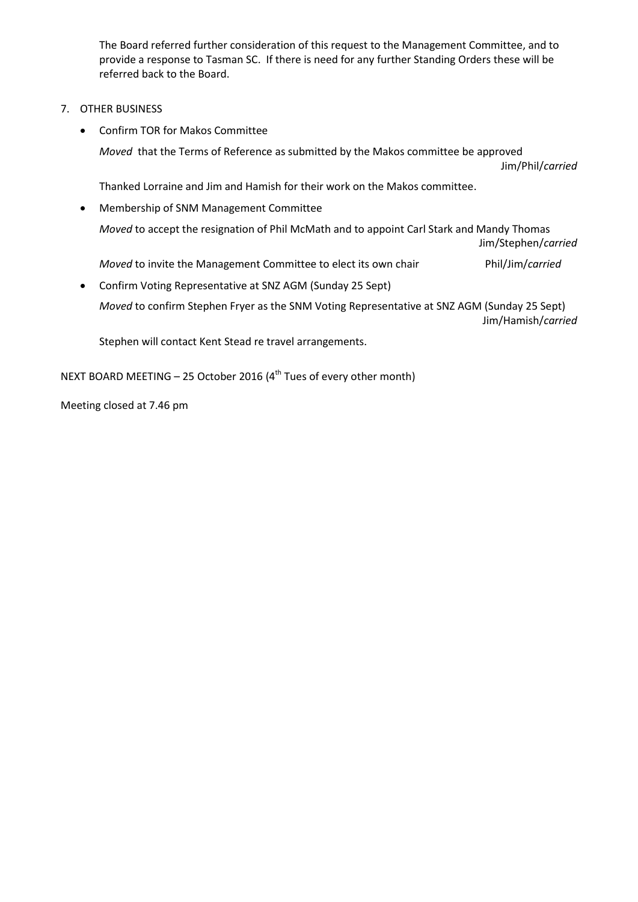The Board referred further consideration of this request to the Management Committee, and to provide a response to Tasman SC. If there is need for any further Standing Orders these will be referred back to the Board.

7. OTHER BUSINESS

- Confirm TOR for Makos Committee

  *Moved* that the Terms of Reference as submitted by the Makos committee be approved
  Jim/Phil/*carried*

  Thanked Lorraine and Jim and Hamish for their work on the Makos committee.

- Membership of SNM Management Committee

  *Moved* to accept the resignation of Phil McMath and to appoint Carl Stark and Mandy Thomas
  Jim/Stephen/*carried*

  *Moved* to invite the Management Committee to elect its own chair Phil/Jim/*carried*

- Confirm Voting Representative at SNZ AGM (Sunday 25 Sept)

  *Moved* to confirm Stephen Fryer as the SNM Voting Representative at SNZ AGM (Sunday 25 Sept)
  Jim/Hamish/*carried*

  Stephen will contact Kent Stead re travel arrangements.

NEXT BOARD MEETING – 25 October 2016 (4th Tues of every other month)

Meeting closed at 7.46 pm